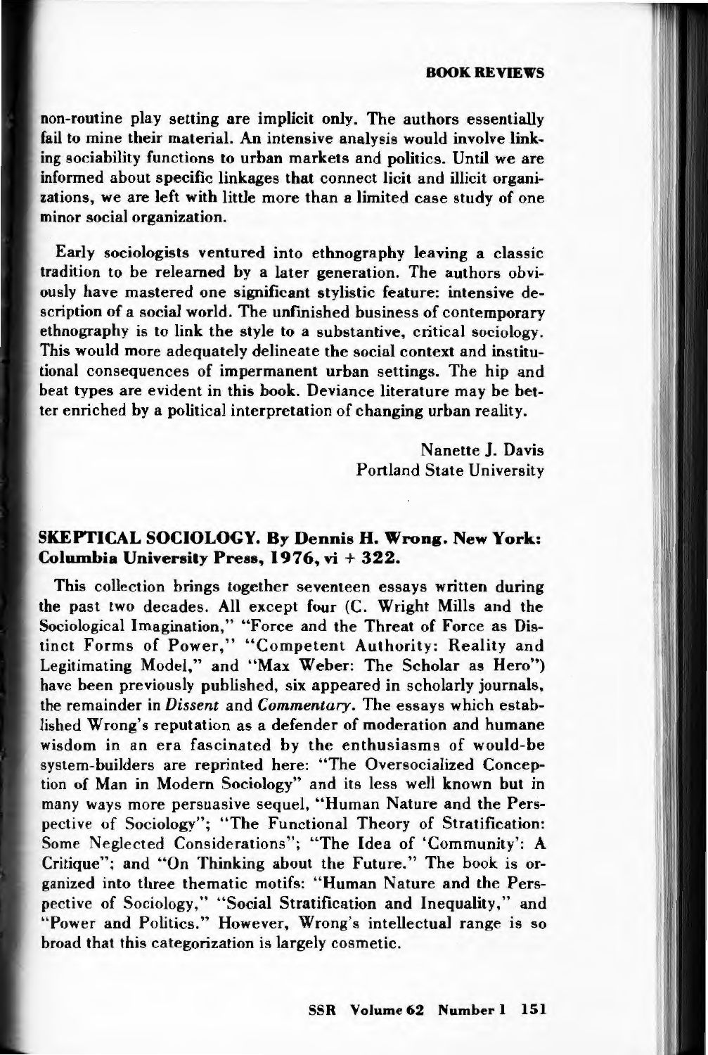non-routine play setting are implicit only. The authors essentially fail to mine their material. An intensive analysis would involve linking sociability functions to urban markets and politics. Until we are informed about specific linkages that connect licit and illicit organizations, we are left with little more than a limited case study of one minor social organization.

Early sociologists ventured into ethnography leaving a classic tradition to be relearned by a later generation. The authors obviously have mastered one significant stylistic feature: intensive description of a social world. The unfinished business of contemporary ethnography is to link the style to a substantive, critical sociology. This would more adequately delineate the social context and institutional consequences of impermanent urban settings. The hip and beat types are evident in this book. Deviance literature may be better enriched by a political interpretation of changing urban reality.

Nanette J. Davis
Portland State University

**SKEPTICAL SOCIOLOGY. By Dennis H. Wrong. New York: Columbia University Press, 1976, vi + 322.**

This collection brings together seventeen essays written during the past two decades. All except four (C. Wright Mills and the Sociological Imagination," "Force and the Threat of Force as Distinct Forms of Power," "Competent Authority: Reality and Legitimating Model," and "Max Weber: The Scholar as Hero") have been previously published, six appeared in scholarly journals, the remainder in *Dissent* and *Commentary*. The essays which established Wrong's reputation as a defender of moderation and humane wisdom in an era fascinated by the enthusiasms of would-be system-builders are reprinted here: "The Oversocialized Conception of Man in Modern Sociology" and its less well known but in many ways more persuasive sequel, "Human Nature and the Perspective of Sociology"; "The Functional Theory of Stratification: Some Neglected Considerations"; "The Idea of 'Community': A Critique"; and "On Thinking about the Future." The book is organized into three thematic motifs: "Human Nature and the Perspective of Sociology," "Social Stratification and Inequality," and "Power and Politics." However, Wrong's intellectual range is so broad that this categorization is largely cosmetic.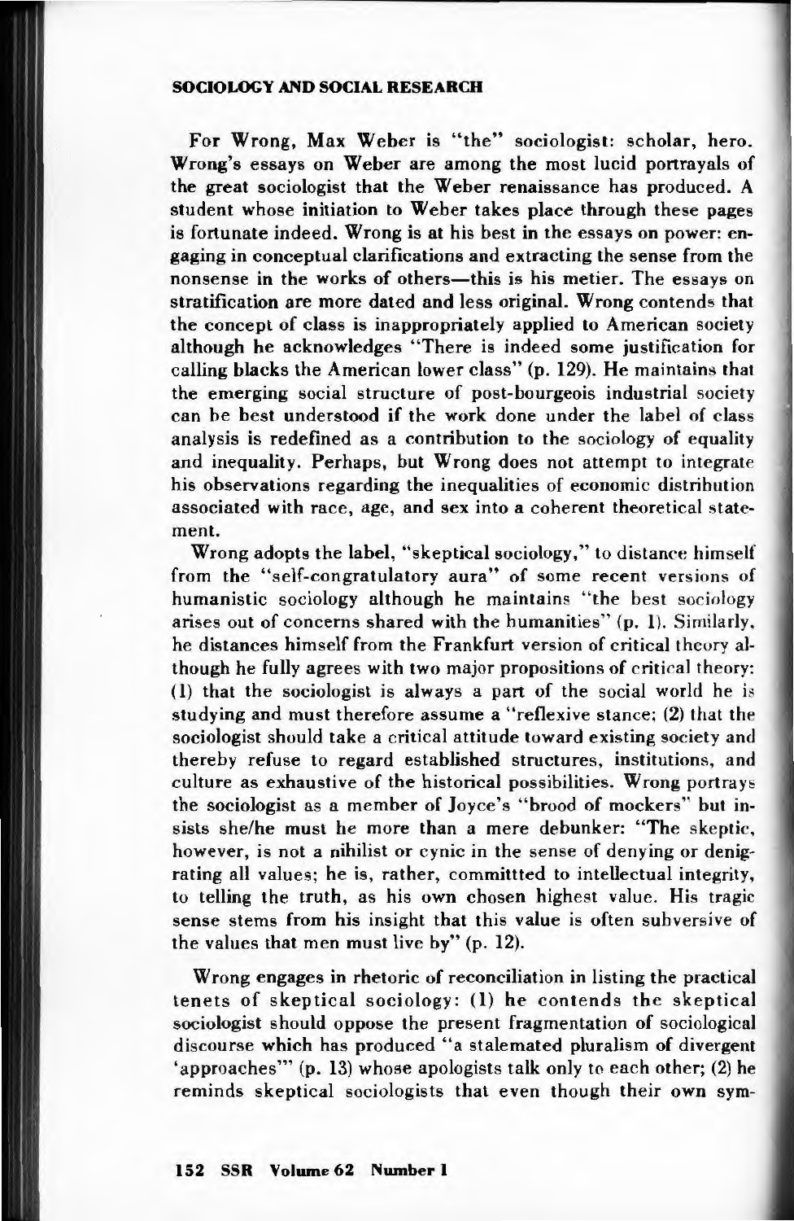For Wrong, Max Weber is "the" sociologist: scholar, hero. Wrong's essays on Weber are among the most lucid portrayals of the great sociologist that the Weber renaissance has produced. A student whose initiation to Weber takes place through these pages is fortunate indeed. Wrong is at his best in the essays on power: engaging in conceptual clarifications and extracting the sense from the nonsense in the works of others—this is his metier. The essays on stratification are more dated and less original. Wrong contends that the concept of class is inappropriately applied to American society although he acknowledges "There is indeed some justification for calling blacks the American lower class" (p. 129). He maintains that the emerging social structure of post-bourgeois industrial society can be best understood if the work done under the label of class analysis is redefined as a contribution to the sociology of equality and inequality. Perhaps, but Wrong does not attempt to integrate his observations regarding the inequalities of economic distribution associated with race, age, and sex into a coherent theoretical statement.

Wrong adopts the label, "skeptical sociology," to distance himself from the "self-congratulatory aura" of some recent versions of humanistic sociology although he maintains "the best sociology arises out of concerns shared with the humanities" (p. 1). Similarly, he distances himself from the Frankfurt version of critical theory although he fully agrees with two major propositions of critical theory: (1) that the sociologist is always a part of the social world he is studying and must therefore assume a "reflexive stance; (2) that the sociologist should take a critical attitude toward existing society and thereby refuse to regard established structures, institutions, and culture as exhaustive of the historical possibilities. Wrong portrays the sociologist as a member of Joyce's "brood of mockers" but insists she/he must be more than a mere debunker: "The skeptic, however, is not a nihilist or cynic in the sense of denying or denigrating all values; he is, rather, committted to intellectual integrity, to telling the truth, as his own chosen highest value. His tragic sense stems from his insight that this value is often subversive of the values that men must live by" (p. 12).

Wrong engages in rhetoric of reconciliation in listing the practical tenets of skeptical sociology: (1) he contends the skeptical sociologist should oppose the present fragmentation of sociological discourse which has produced "a stalemated pluralism of divergent 'approaches'" (p. 13) whose apologists talk only to each other; (2) he reminds skeptical sociologists that even though their own sym-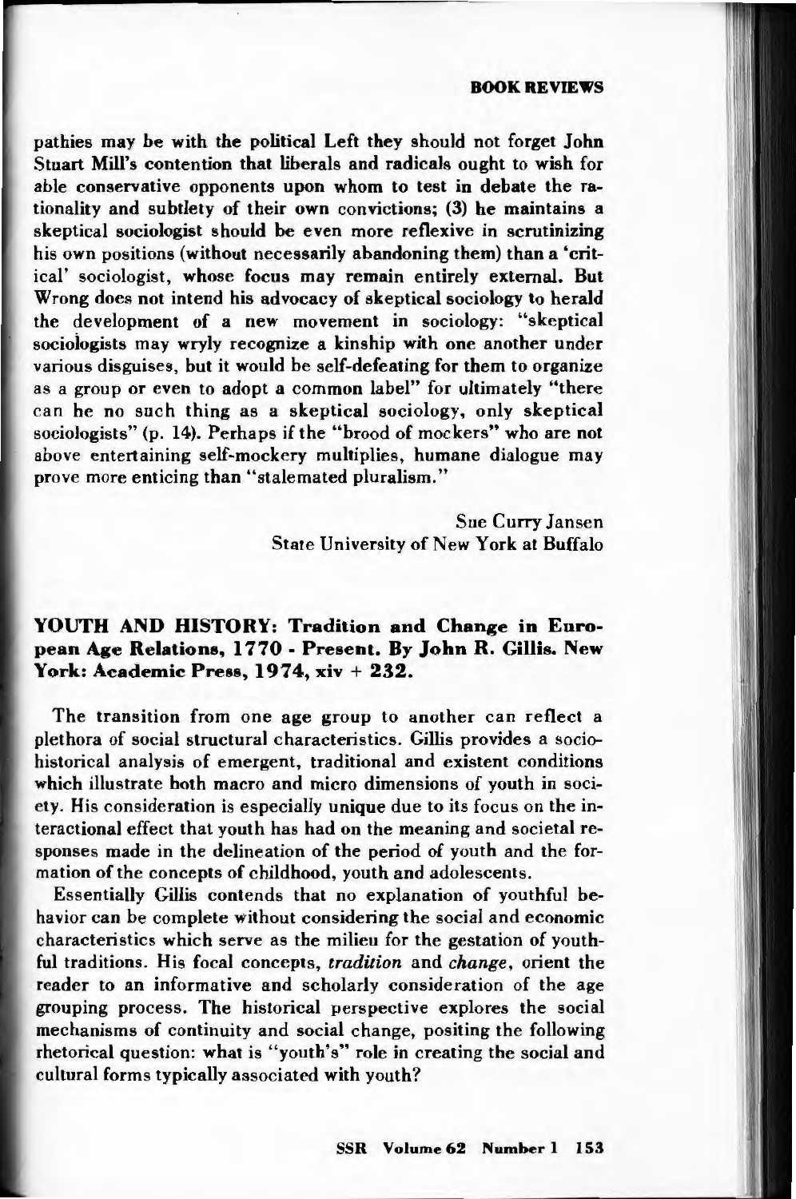pathies may be with the political Left they should not forget John Stuart Mill's contention that liberals and radicals ought to wish for able conservative opponents upon whom to test in debate the rationality and subtlety of their own convictions; (3) he maintains a skeptical sociologist should be even more reflexive in scrutinizing his own positions (without necessarily abandoning them) than a 'critical' sociologist, whose focus may remain entirely external. But Wrong does not intend his advocacy of skeptical sociology to herald the development of a new movement in sociology: "skeptical sociologists may wryly recognize a kinship with one another under various disguises, but it would be self-defeating for them to organize as a group or even to adopt a common label" for ultimately "there can be no such thing as a skeptical sociology, only skeptical sociologists" (p. 14). Perhaps if the "brood of mockers" who are not above entertaining self-mockery multiplies, humane dialogue may prove more enticing than "stalemated pluralism."

Sue Curry Jansen
State University of New York at Buffalo

**YOUTH AND HISTORY: Tradition and Change in European Age Relations, 1770 - Present. By John R. Gillis. New York: Academic Press, 1974, xiv + 232.**

The transition from one age group to another can reflect a plethora of social structural characteristics. Gillis provides a socio-historical analysis of emergent, traditional and existent conditions which illustrate both macro and micro dimensions of youth in society. His consideration is especially unique due to its focus on the interactional effect that youth has had on the meaning and societal responses made in the delineation of the period of youth and the formation of the concepts of childhood, youth and adolescents.

Essentially Gillis contends that no explanation of youthful behavior can be complete without considering the social and economic characteristics which serve as the milieu for the gestation of youthful traditions. His focal concepts, *tradition* and *change*, orient the reader to an informative and scholarly consideration of the age grouping process. The historical perspective explores the social mechanisms of continuity and social change, positing the following rhetorical question: what is "youth's" role in creating the social and cultural forms typically associated with youth?